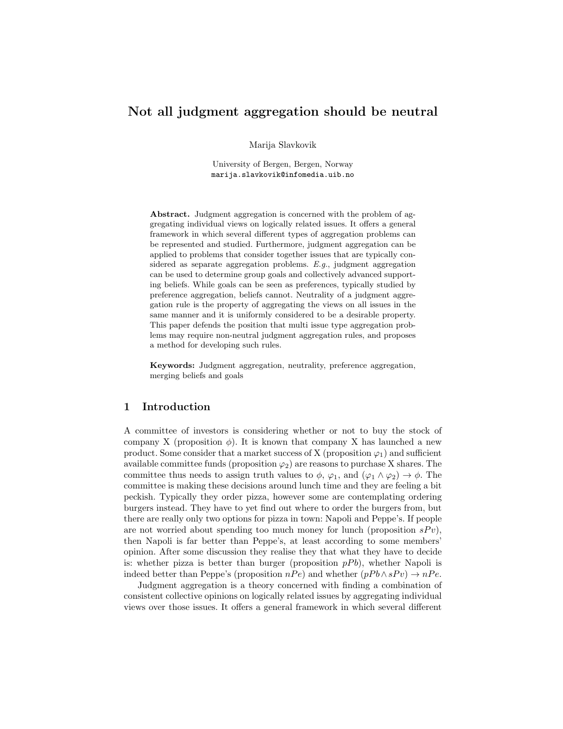# Not all judgment aggregation should be neutral

Marija Slavkovik

University of Bergen, Bergen, Norway
marija.slavkovik@infomedia.uib.no

**Abstract.** Judgment aggregation is concerned with the problem of aggregating individual views on logically related issues. It offers a general framework in which several different types of aggregation problems can be represented and studied. Furthermore, judgment aggregation can be applied to problems that consider together issues that are typically considered as separate aggregation problems. *E.g.*, judgment aggregation can be used to determine group goals and collectively advanced supporting beliefs. While goals can be seen as preferences, typically studied by preference aggregation, beliefs cannot. Neutrality of a judgment aggregation rule is the property of aggregating the views on all issues in the same manner and it is uniformly considered to be a desirable property. This paper defends the position that multi issue type aggregation problems may require non-neutral judgment aggregation rules, and proposes a method for developing such rules.

**Keywords:** Judgment aggregation, neutrality, preference aggregation, merging beliefs and goals

## 1 Introduction

A committee of investors is considering whether or not to buy the stock of company X (proposition $\phi$). It is known that company X has launched a new product. Some consider that a market success of X (proposition $\varphi_1$) and sufficient available committee funds (proposition $\varphi_2$) are reasons to purchase X shares. The committee thus needs to assign truth values to $\phi$, $\varphi_1$, and $(\varphi_1 \wedge \varphi_2) \rightarrow \phi$. The committee is making these decisions around lunch time and they are feeling a bit peckish. Typically they order pizza, however some are contemplating ordering burgers instead. They have to yet find out where to order the burgers from, but there are really only two options for pizza in town: Napoli and Peppe's. If people are not worried about spending too much money for lunch (proposition $sPv$), then Napoli is far better than Peppe's, at least according to some members' opinion. After some discussion they realise they that what they have to decide is: whether pizza is better than burger (proposition $pPb$), whether Napoli is indeed better than Peppe's (proposition $nPe$) and whether $(pPb \wedge sPv) \rightarrow nPe$.

Judgment aggregation is a theory concerned with finding a combination of consistent collective opinions on logically related issues by aggregating individual views over those issues. It offers a general framework in which several different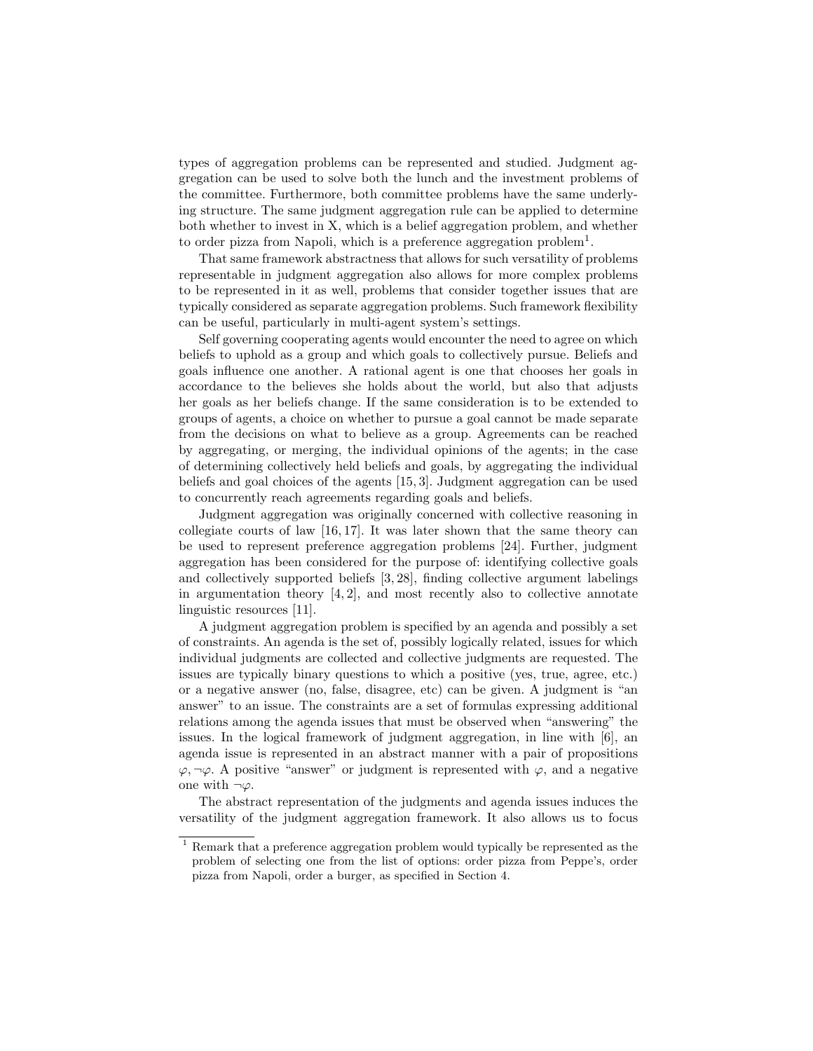types of aggregation problems can be represented and studied. Judgment aggregation can be used to solve both the lunch and the investment problems of the committee. Furthermore, both committee problems have the same underlying structure. The same judgment aggregation rule can be applied to determine both whether to invest in X, which is a belief aggregation problem, and whether to order pizza from Napoli, which is a preference aggregation problem[1].

That same framework abstractness that allows for such versatility of problems representable in judgment aggregation also allows for more complex problems to be represented in it as well, problems that consider together issues that are typically considered as separate aggregation problems. Such framework flexibility can be useful, particularly in multi-agent system's settings.

Self governing cooperating agents would encounter the need to agree on which beliefs to uphold as a group and which goals to collectively pursue. Beliefs and goals influence one another. A rational agent is one that chooses her goals in accordance to the believes she holds about the world, but also that adjusts her goals as her beliefs change. If the same consideration is to be extended to groups of agents, a choice on whether to pursue a goal cannot be made separate from the decisions on what to believe as a group. Agreements can be reached by aggregating, or merging, the individual opinions of the agents; in the case of determining collectively held beliefs and goals, by aggregating the individual beliefs and goal choices of the agents [15, 3]. Judgment aggregation can be used to concurrently reach agreements regarding goals and beliefs.

Judgment aggregation was originally concerned with collective reasoning in collegiate courts of law [16, 17]. It was later shown that the same theory can be used to represent preference aggregation problems [24]. Further, judgment aggregation has been considered for the purpose of: identifying collective goals and collectively supported beliefs [3, 28], finding collective argument labelings in argumentation theory [4, 2], and most recently also to collective annotate linguistic resources [11].

A judgment aggregation problem is specified by an agenda and possibly a set of constraints. An agenda is the set of, possibly logically related, issues for which individual judgments are collected and collective judgments are requested. The issues are typically binary questions to which a positive (yes, true, agree, etc.) or a negative answer (no, false, disagree, etc) can be given. A judgment is "an answer" to an issue. The constraints are a set of formulas expressing additional relations among the agenda issues that must be observed when "answering" the issues. In the logical framework of judgment aggregation, in line with [6], an agenda issue is represented in an abstract manner with a pair of propositions $\varphi, \neg\varphi$. A positive "answer" or judgment is represented with $\varphi$, and a negative one with $\neg\varphi$.

The abstract representation of the judgments and agenda issues induces the versatility of the judgment aggregation framework. It also allows us to focus

[1] Remark that a preference aggregation problem would typically be represented as the problem of selecting one from the list of options: order pizza from Peppe's, order pizza from Napoli, order a burger, as specified in Section 4.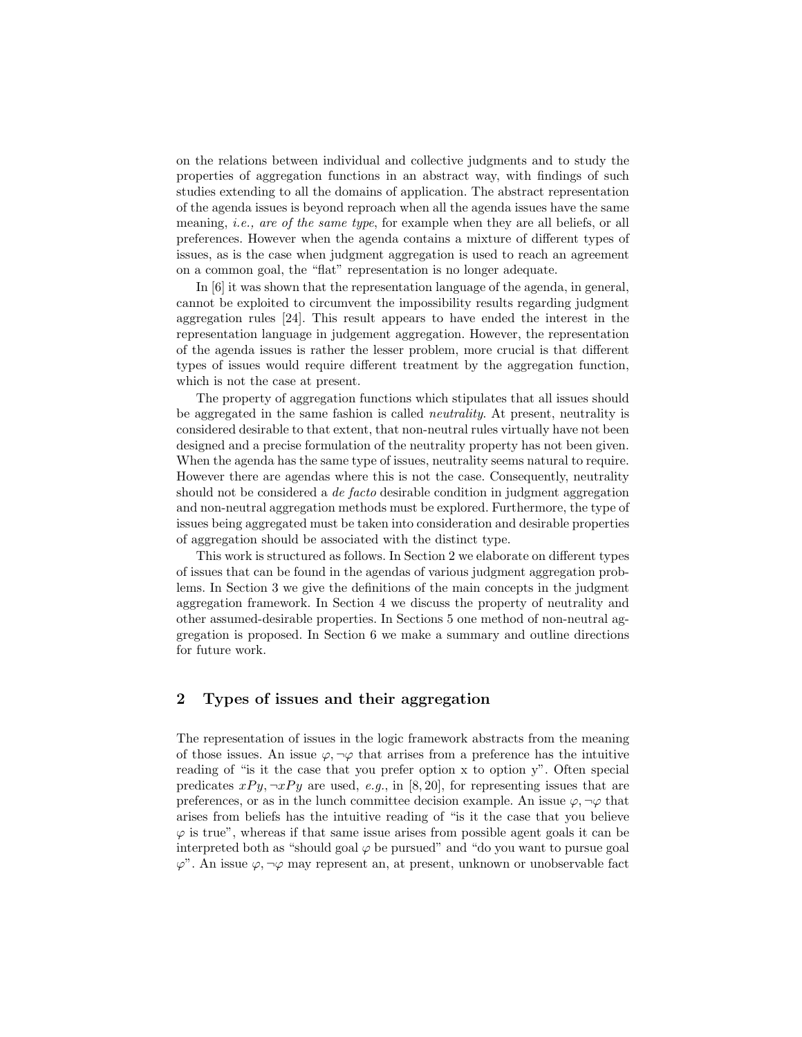on the relations between individual and collective judgments and to study the properties of aggregation functions in an abstract way, with findings of such studies extending to all the domains of application. The abstract representation of the agenda issues is beyond reproach when all the agenda issues have the same meaning, *i.e., are of the same type*, for example when they are all beliefs, or all preferences. However when the agenda contains a mixture of different types of issues, as is the case when judgment aggregation is used to reach an agreement on a common goal, the "flat" representation is no longer adequate.

In [6] it was shown that the representation language of the agenda, in general, cannot be exploited to circumvent the impossibility results regarding judgment aggregation rules [24]. This result appears to have ended the interest in the representation language in judgement aggregation. However, the representation of the agenda issues is rather the lesser problem, more crucial is that different types of issues would require different treatment by the aggregation function, which is not the case at present.

The property of aggregation functions which stipulates that all issues should be aggregated in the same fashion is called *neutrality*. At present, neutrality is considered desirable to that extent, that non-neutral rules virtually have not been designed and a precise formulation of the neutrality property has not been given. When the agenda has the same type of issues, neutrality seems natural to require. However there are agendas where this is not the case. Consequently, neutrality should not be considered a *de facto* desirable condition in judgment aggregation and non-neutral aggregation methods must be explored. Furthermore, the type of issues being aggregated must be taken into consideration and desirable properties of aggregation should be associated with the distinct type.

This work is structured as follows. In Section 2 we elaborate on different types of issues that can be found in the agendas of various judgment aggregation problems. In Section 3 we give the definitions of the main concepts in the judgment aggregation framework. In Section 4 we discuss the property of neutrality and other assumed-desirable properties. In Sections 5 one method of non-neutral aggregation is proposed. In Section 6 we make a summary and outline directions for future work.

## 2 Types of issues and their aggregation

The representation of issues in the logic framework abstracts from the meaning of those issues. An issue $\varphi, \neg\varphi$ that arrises from a preference has the intuitive reading of "is it the case that you prefer option x to option y". Often special predicates $xPy, \neg xPy$ are used, *e.g.*, in [8, 20], for representing issues that are preferences, or as in the lunch committee decision example. An issue $\varphi, \neg\varphi$ that arises from beliefs has the intuitive reading of "is it the case that you believe $\varphi$ is true", whereas if that same issue arises from possible agent goals it can be interpreted both as "should goal $\varphi$ be pursued" and "do you want to pursue goal $\varphi$". An issue $\varphi, \neg\varphi$ may represent an, at present, unknown or unobservable fact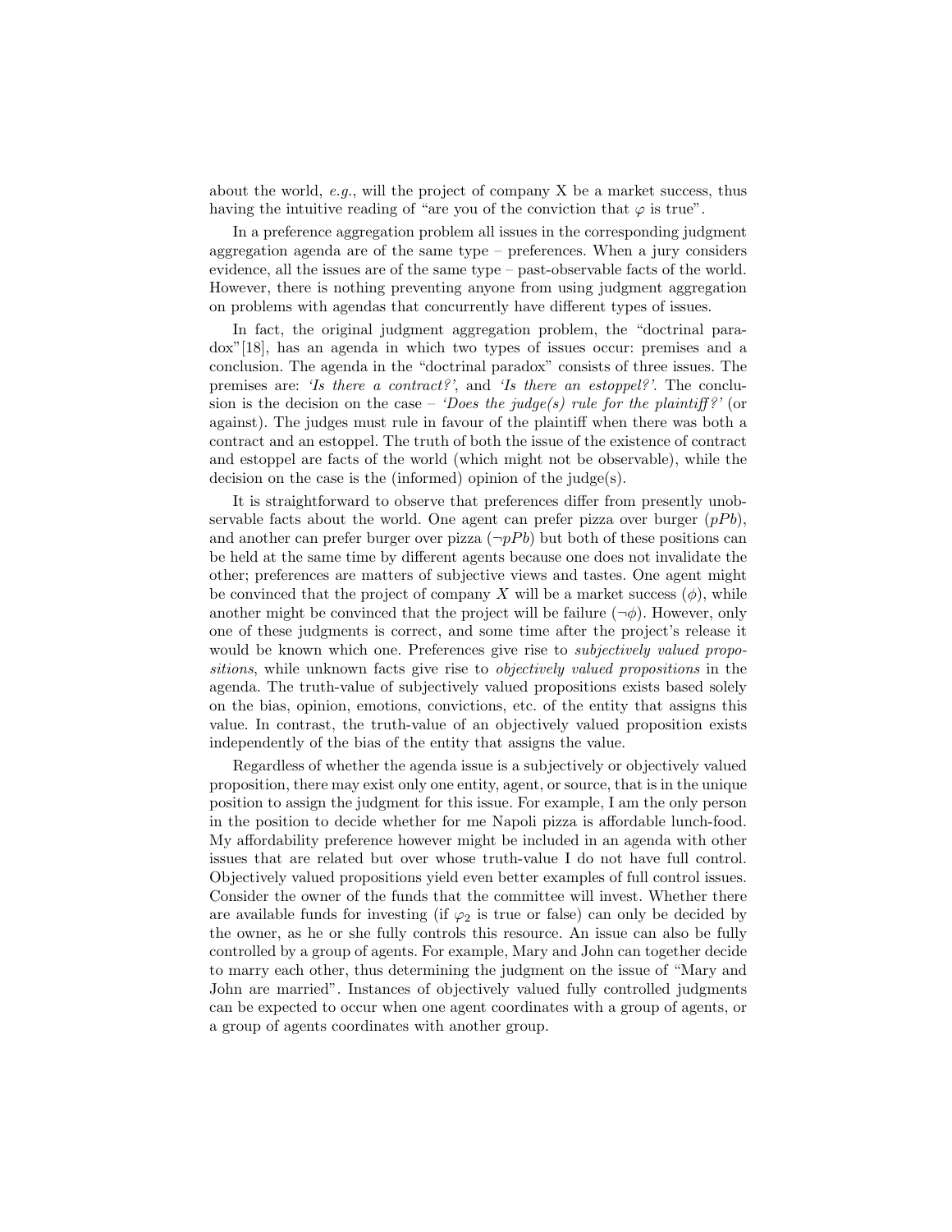about the world, *e.g.*, will the project of company X be a market success, thus having the intuitive reading of "are you of the conviction that $\varphi$ is true".

In a preference aggregation problem all issues in the corresponding judgment aggregation agenda are of the same type – preferences. When a jury considers evidence, all the issues are of the same type – past-observable facts of the world. However, there is nothing preventing anyone from using judgment aggregation on problems with agendas that concurrently have different types of issues.

In fact, the original judgment aggregation problem, the "doctrinal paradox"[18], has an agenda in which two types of issues occur: premises and a conclusion. The agenda in the "doctrinal paradox" consists of three issues. The premises are: *'Is there a contract?'*, and *'Is there an estoppel?'*. The conclusion is the decision on the case – *'Does the judge(s) rule for the plaintiff?'* (or against). The judges must rule in favour of the plaintiff when there was both a contract and an estoppel. The truth of both the issue of the existence of contract and estoppel are facts of the world (which might not be observable), while the decision on the case is the (informed) opinion of the judge(s).

It is straightforward to observe that preferences differ from presently unobservable facts about the world. One agent can prefer pizza over burger ($pPb$), and another can prefer burger over pizza ($\neg pPb$) but both of these positions can be held at the same time by different agents because one does not invalidate the other; preferences are matters of subjective views and tastes. One agent might be convinced that the project of company $X$ will be a market success ($\phi$), while another might be convinced that the project will be failure ($\neg\phi$). However, only one of these judgments is correct, and some time after the project's release it would be known which one. Preferences give rise to *subjectively valued propositions*, while unknown facts give rise to *objectively valued propositions* in the agenda. The truth-value of subjectively valued propositions exists based solely on the bias, opinion, emotions, convictions, etc. of the entity that assigns this value. In contrast, the truth-value of an objectively valued proposition exists independently of the bias of the entity that assigns the value.

Regardless of whether the agenda issue is a subjectively or objectively valued proposition, there may exist only one entity, agent, or source, that is in the unique position to assign the judgment for this issue. For example, I am the only person in the position to decide whether for me Napoli pizza is affordable lunch-food. My affordability preference however might be included in an agenda with other issues that are related but over whose truth-value I do not have full control. Objectively valued propositions yield even better examples of full control issues. Consider the owner of the funds that the committee will invest. Whether there are available funds for investing (if $\varphi_2$ is true or false) can only be decided by the owner, as he or she fully controls this resource. An issue can also be fully controlled by a group of agents. For example, Mary and John can together decide to marry each other, thus determining the judgment on the issue of "Mary and John are married". Instances of objectively valued fully controlled judgments can be expected to occur when one agent coordinates with a group of agents, or a group of agents coordinates with another group.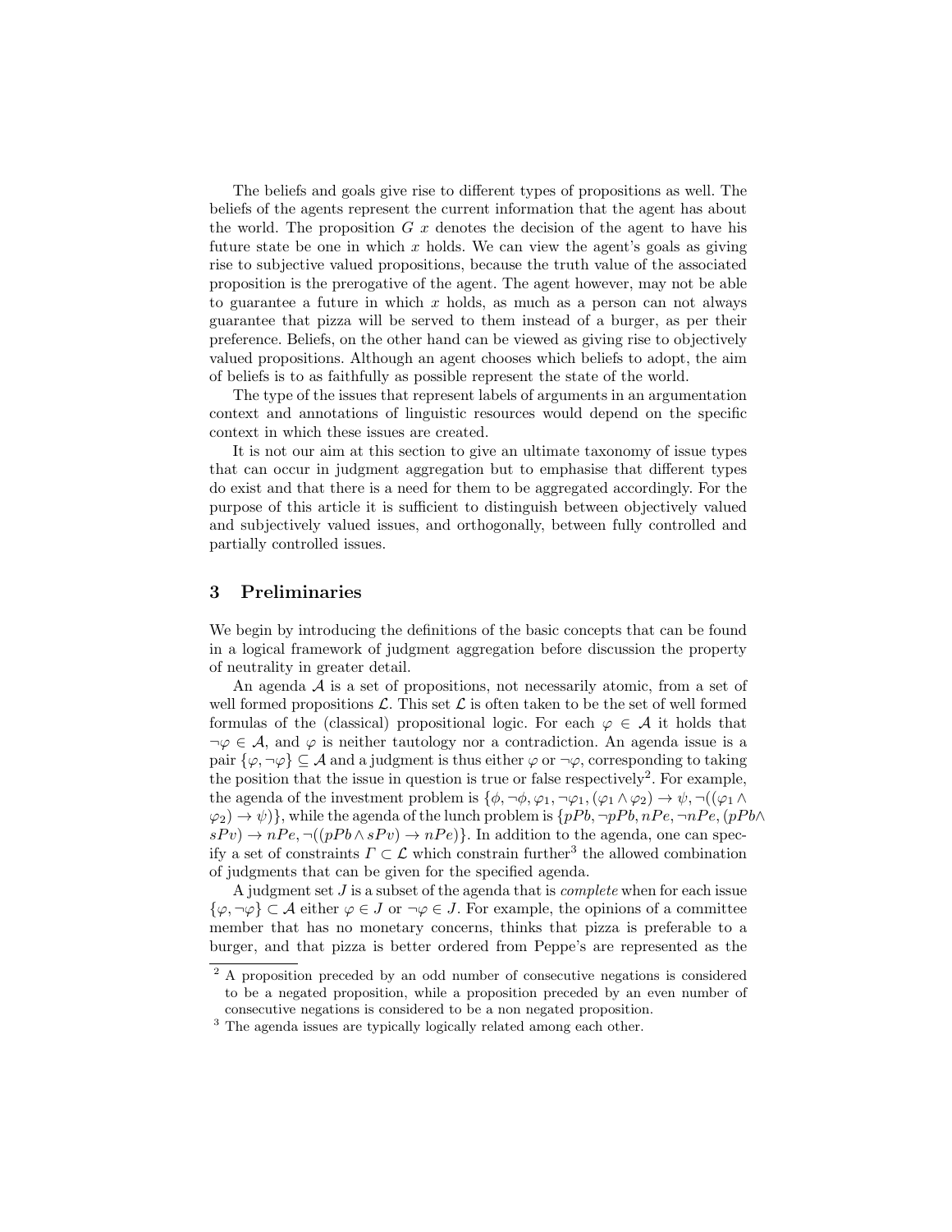The beliefs and goals give rise to different types of propositions as well. The beliefs of the agents represent the current information that the agent has about the world. The proposition $G\ x$ denotes the decision of the agent to have his future state be one in which $x$ holds. We can view the agent's goals as giving rise to subjective valued propositions, because the truth value of the associated proposition is the prerogative of the agent. The agent however, may not be able to guarantee a future in which $x$ holds, as much as a person can not always guarantee that pizza will be served to them instead of a burger, as per their preference. Beliefs, on the other hand can be viewed as giving rise to objectively valued propositions. Although an agent chooses which beliefs to adopt, the aim of beliefs is to as faithfully as possible represent the state of the world.

The type of the issues that represent labels of arguments in an argumentation context and annotations of linguistic resources would depend on the specific context in which these issues are created.

It is not our aim at this section to give an ultimate taxonomy of issue types that can occur in judgment aggregation but to emphasise that different types do exist and that there is a need for them to be aggregated accordingly. For the purpose of this article it is sufficient to distinguish between objectively valued and subjectively valued issues, and orthogonally, between fully controlled and partially controlled issues.

## 3 Preliminaries

We begin by introducing the definitions of the basic concepts that can be found in a logical framework of judgment aggregation before discussion the property of neutrality in greater detail.

An agenda $\mathcal{A}$ is a set of propositions, not necessarily atomic, from a set of well formed propositions $\mathcal{L}$. This set $\mathcal{L}$ is often taken to be the set of well formed formulas of the (classical) propositional logic. For each $\varphi \in \mathcal{A}$ it holds that $\neg\varphi \in \mathcal{A}$, and $\varphi$ is neither tautology nor a contradiction. An agenda issue is a pair $\{\varphi, \neg\varphi\} \subseteq \mathcal{A}$ and a judgment is thus either $\varphi$ or $\neg\varphi$, corresponding to taking the position that the issue in question is true or false respectively[2]. For example, the agenda of the investment problem is $\{\phi, \neg\phi, \varphi_1, \neg\varphi_1, (\varphi_1 \wedge \varphi_2) \rightarrow \psi, \neg((\varphi_1 \wedge \varphi_2) \rightarrow \psi)\}$, while the agenda of the lunch problem is $\{pPb, \neg pPb, nPe, \neg nPe, (pPb \wedge sPv) \rightarrow nPe, \neg((pPb \wedge sPv) \rightarrow nPe)\}$. In addition to the agenda, one can specify a set of constraints $\Gamma \subset \mathcal{L}$ which constrain further[3] the allowed combination of judgments that can be given for the specified agenda.

A judgment set $J$ is a subset of the agenda that is *complete* when for each issue $\{\varphi, \neg\varphi\} \subset \mathcal{A}$ either $\varphi \in J$ or $\neg\varphi \in J$. For example, the opinions of a committee member that has no monetary concerns, thinks that pizza is preferable to a burger, and that pizza is better ordered from Peppe's are represented as the

[2] A proposition preceded by an odd number of consecutive negations is considered to be a negated proposition, while a proposition preceded by an even number of consecutive negations is considered to be a non negated proposition.

[3] The agenda issues are typically logically related among each other.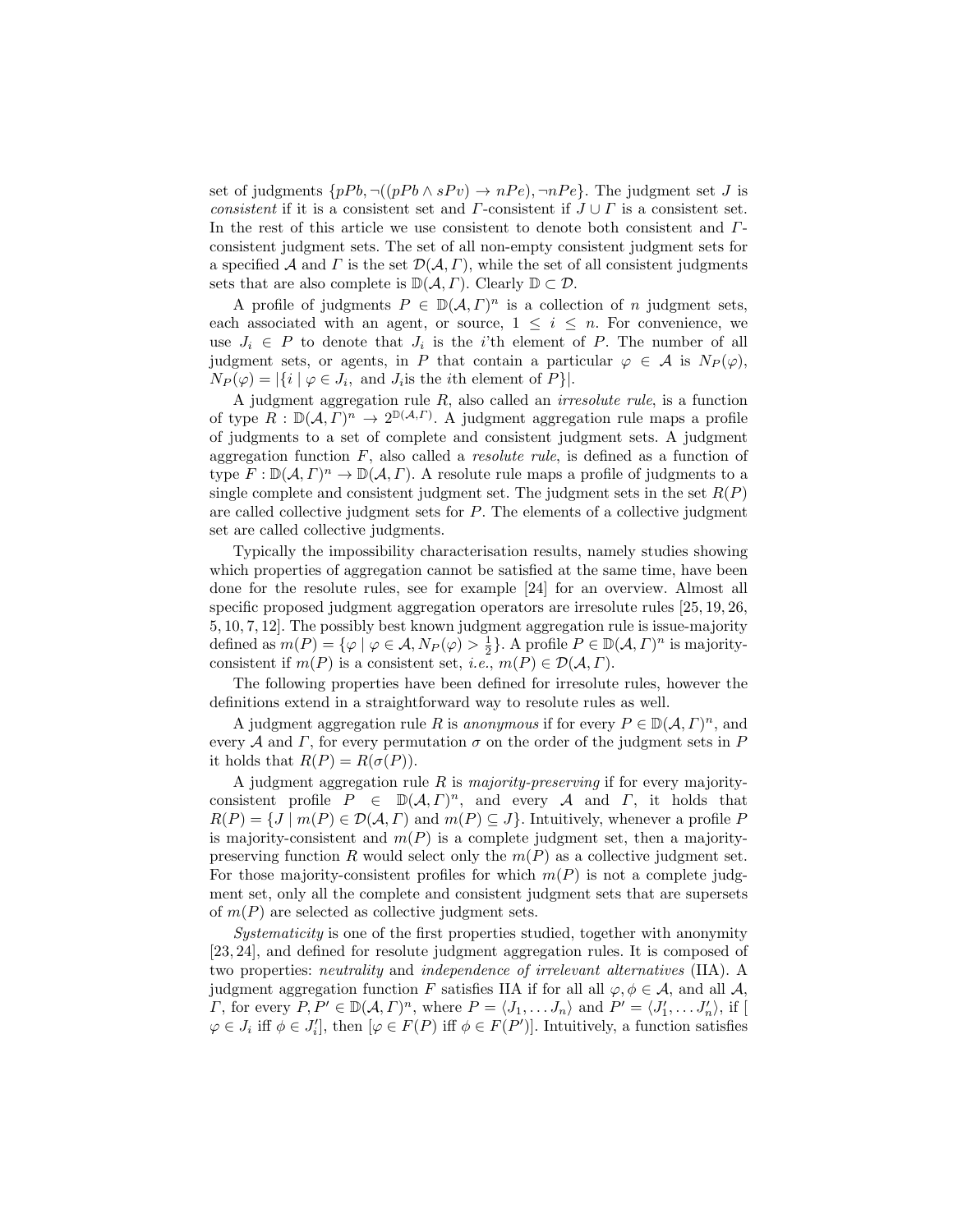set of judgments $\{pPb, \neg((pPb \wedge sPv) \rightarrow nPe), \neg nPe\}$. The judgment set $J$ is *consistent* if it is a consistent set and $\Gamma$-consistent if $J \cup \Gamma$ is a consistent set. In the rest of this article we use consistent to denote both consistent and $\Gamma$-consistent judgment sets. The set of all non-empty consistent judgment sets for a specified $\mathcal{A}$ and $\Gamma$ is the set $\mathcal{D}(\mathcal{A}, \Gamma)$, while the set of all consistent judgments sets that are also complete is $\mathbb{D}(\mathcal{A}, \Gamma)$. Clearly $\mathbb{D} \subset \mathcal{D}$.

A profile of judgments $P \in \mathbb{D}(\mathcal{A}, \Gamma)^n$ is a collection of $n$ judgment sets, each associated with an agent, or source, $1 \leq i \leq n$. For convenience, we use $J_i \in P$ to denote that $J_i$ is the $i$'th element of $P$. The number of all judgment sets, or agents, in $P$ that contain a particular $\varphi \in \mathcal{A}$ is $N_P(\varphi)$, $N_P(\varphi) = |\{i \mid \varphi \in J_i, \text{ and } J_i \text{is the } i\text{th element of } P\}|$.

A judgment aggregation rule $R$, also called an *irresolute rule*, is a function of type $R : \mathbb{D}(\mathcal{A}, \Gamma)^n \rightarrow 2^{\mathbb{D}(\mathcal{A}, \Gamma)}$. A judgment aggregation rule maps a profile of judgments to a set of complete and consistent judgment sets. A judgment aggregation function $F$, also called a *resolute rule*, is defined as a function of type $F : \mathbb{D}(\mathcal{A}, \Gamma)^n \rightarrow \mathbb{D}(\mathcal{A}, \Gamma)$. A resolute rule maps a profile of judgments to a single complete and consistent judgment set. The judgment sets in the set $R(P)$ are called collective judgment sets for $P$. The elements of a collective judgment set are called collective judgments.

Typically the impossibility characterisation results, namely studies showing which properties of aggregation cannot be satisfied at the same time, have been done for the resolute rules, see for example [24] for an overview. Almost all specific proposed judgment aggregation operators are irresolute rules [25, 19, 26, 5, 10, 7, 12]. The possibly best known judgment aggregation rule is issue-majority defined as $m(P) = \{\varphi \mid \varphi \in \mathcal{A}, N_P(\varphi) > \frac{1}{2}\}$. A profile $P \in \mathbb{D}(\mathcal{A}, \Gamma)^n$ is majority-consistent if $m(P)$ is a consistent set, *i.e.*, $m(P) \in \mathcal{D}(\mathcal{A}, \Gamma)$.

The following properties have been defined for irresolute rules, however the definitions extend in a straightforward way to resolute rules as well.

A judgment aggregation rule $R$ is *anonymous* if for every $P \in \mathbb{D}(\mathcal{A}, \Gamma)^n$, and every $\mathcal{A}$ and $\Gamma$, for every permutation $\sigma$ on the order of the judgment sets in $P$ it holds that $R(P) = R(\sigma(P))$.

A judgment aggregation rule $R$ is *majority-preserving* if for every majority-consistent profile $P \in \mathbb{D}(\mathcal{A}, \Gamma)^n$, and every $\mathcal{A}$ and $\Gamma$, it holds that $R(P) = \{J \mid m(P) \in \mathcal{D}(\mathcal{A}, \Gamma) \text{ and } m(P) \subseteq J\}$. Intuitively, whenever a profile $P$ is majority-consistent and $m(P)$ is a complete judgment set, then a majority-preserving function $R$ would select only the $m(P)$ as a collective judgment set. For those majority-consistent profiles for which $m(P)$ is not a complete judgment set, only all the complete and consistent judgment sets that are supersets of $m(P)$ are selected as collective judgment sets.

*Systematicity* is one of the first properties studied, together with anonymity [23, 24], and defined for resolute judgment aggregation rules. It is composed of two properties: *neutrality* and *independence of irrelevant alternatives* (IIA). A judgment aggregation function $F$ satisfies IIA if for all all $\varphi, \phi \in \mathcal{A}$, and all $\mathcal{A}$, $\Gamma$, for every $P, P' \in \mathbb{D}(\mathcal{A}, \Gamma)^n$, where $P = \langle J_1, \ldots J_n \rangle$ and $P' = \langle J'_1, \ldots J'_n \rangle$, if [ $\varphi \in J_i$ iff $\phi \in J'_i$], then [$\varphi \in F(P)$ iff $\phi \in F(P')$]. Intuitively, a function satisfies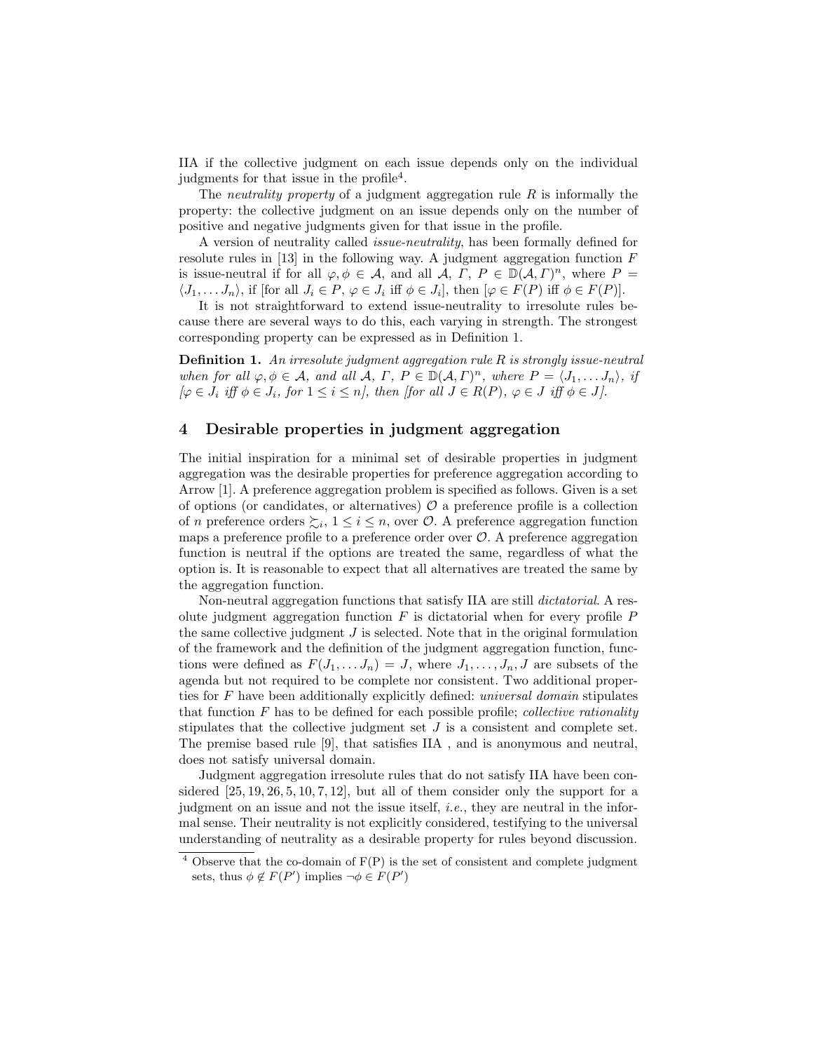IIA if the collective judgment on each issue depends only on the individual judgments for that issue in the profile[4].

The *neutrality property* of a judgment aggregation rule $R$ is informally the property: the collective judgment on an issue depends only on the number of positive and negative judgments given for that issue in the profile.

A version of neutrality called *issue-neutrality*, has been formally defined for resolute rules in [13] in the following way. A judgment aggregation function $F$ is issue-neutral if for all $\varphi, \phi \in \mathcal{A}$, and all $\mathcal{A}$, $\Gamma$, $P \in \mathbb{D}(\mathcal{A}, \Gamma)^n$, where $P = \langle J_1, \dots J_n \rangle$, if [for all $J_i \in P$, $\varphi \in J_i$ iff $\phi \in J_i$], then [$\varphi \in F(P)$ iff $\phi \in F(P)$].

It is not straightforward to extend issue-neutrality to irresolute rules because there are several ways to do this, each varying in strength. The strongest corresponding property can be expressed as in Definition 1.

**Definition 1.** *An irresolute judgment aggregation rule $R$ is strongly issue-neutral when for all $\varphi, \phi \in \mathcal{A}$, and all $\mathcal{A}$, $\Gamma$, $P \in \mathbb{D}(\mathcal{A}, \Gamma)^n$, where $P = \langle J_1, \dots J_n \rangle$, if [$\varphi \in J_i$ iff $\phi \in J_i$, for $1 \leq i \leq n$], then [for all $J \in R(P)$, $\varphi \in J$ iff $\phi \in J$].*

## 4 Desirable properties in judgment aggregation

The initial inspiration for a minimal set of desirable properties in judgment aggregation was the desirable properties for preference aggregation according to Arrow [1]. A preference aggregation problem is specified as follows. Given is a set of options (or candidates, or alternatives) $\mathcal{O}$ a preference profile is a collection of $n$ preference orders $\succsim_i$, $1 \leq i \leq n$, over $\mathcal{O}$. A preference aggregation function maps a preference profile to a preference order over $\mathcal{O}$. A preference aggregation function is neutral if the options are treated the same, regardless of what the option is. It is reasonable to expect that all alternatives are treated the same by the aggregation function.

Non-neutral aggregation functions that satisfy IIA are still *dictatorial*. A resolute judgment aggregation function $F$ is dictatorial when for every profile $P$ the same collective judgment $J$ is selected. Note that in the original formulation of the framework and the definition of the judgment aggregation function, functions were defined as $F(J_1, \dots J_n) = J$, where $J_1, \dots, J_n, J$ are subsets of the agenda but not required to be complete nor consistent. Two additional properties for $F$ have been additionally explicitly defined: *universal domain* stipulates that function $F$ has to be defined for each possible profile; *collective rationality* stipulates that the collective judgment set $J$ is a consistent and complete set. The premise based rule [9], that satisfies IIA , and is anonymous and neutral, does not satisfy universal domain.

Judgment aggregation irresolute rules that do not satisfy IIA have been considered [25, 19, 26, 5, 10, 7, 12], but all of them consider only the support for a judgment on an issue and not the issue itself, *i.e.*, they are neutral in the informal sense. Their neutrality is not explicitly considered, testifying to the universal understanding of neutrality as a desirable property for rules beyond discussion.

---

[4] Observe that the co-domain of F(P) is the set of consistent and complete judgment sets, thus $\phi \notin F(P')$ implies $\neg\phi \in F(P')$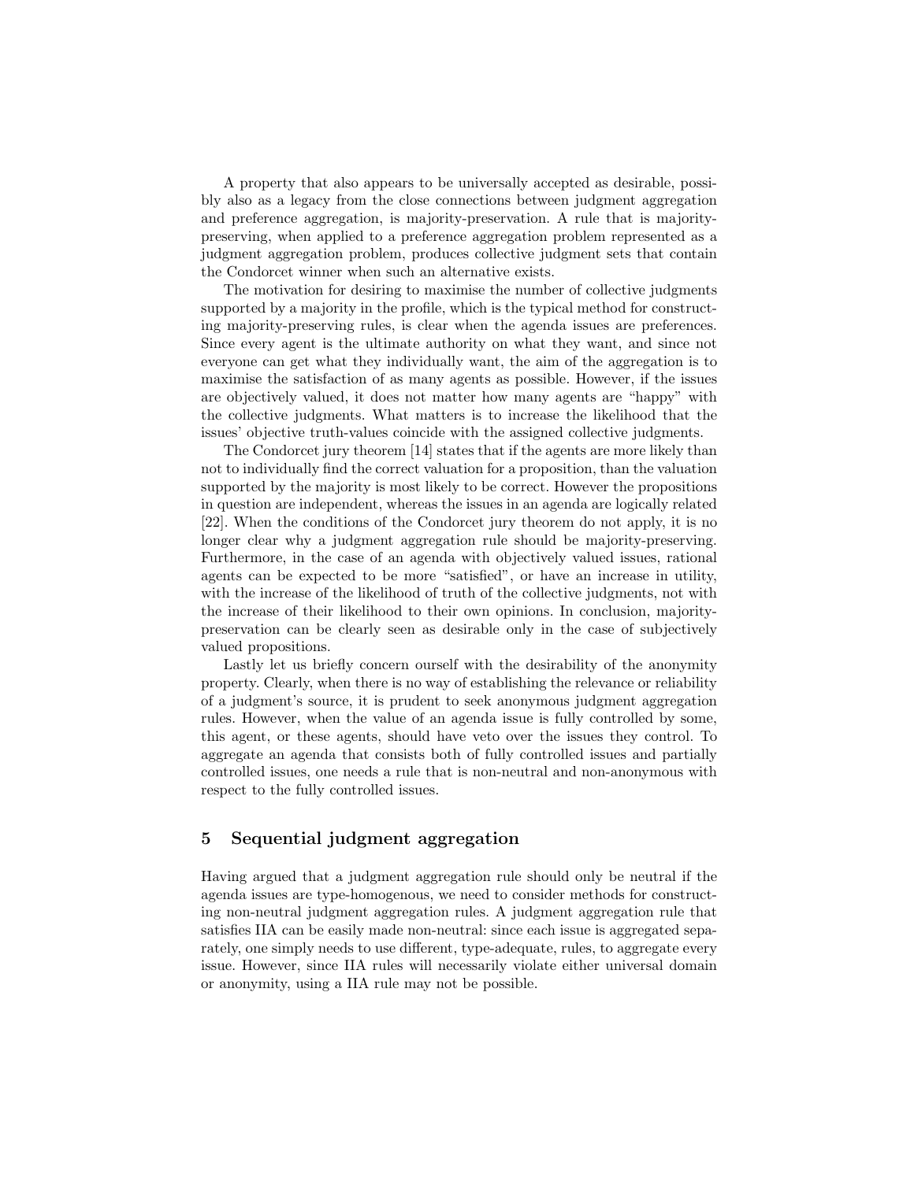A property that also appears to be universally accepted as desirable, possibly also as a legacy from the close connections between judgment aggregation and preference aggregation, is majority-preservation. A rule that is majority-preserving, when applied to a preference aggregation problem represented as a judgment aggregation problem, produces collective judgment sets that contain the Condorcet winner when such an alternative exists.

The motivation for desiring to maximise the number of collective judgments supported by a majority in the profile, which is the typical method for constructing majority-preserving rules, is clear when the agenda issues are preferences. Since every agent is the ultimate authority on what they want, and since not everyone can get what they individually want, the aim of the aggregation is to maximise the satisfaction of as many agents as possible. However, if the issues are objectively valued, it does not matter how many agents are "happy" with the collective judgments. What matters is to increase the likelihood that the issues' objective truth-values coincide with the assigned collective judgments.

The Condorcet jury theorem [14] states that if the agents are more likely than not to individually find the correct valuation for a proposition, than the valuation supported by the majority is most likely to be correct. However the propositions in question are independent, whereas the issues in an agenda are logically related [22]. When the conditions of the Condorcet jury theorem do not apply, it is no longer clear why a judgment aggregation rule should be majority-preserving. Furthermore, in the case of an agenda with objectively valued issues, rational agents can be expected to be more "satisfied", or have an increase in utility, with the increase of the likelihood of truth of the collective judgments, not with the increase of their likelihood to their own opinions. In conclusion, majority-preservation can be clearly seen as desirable only in the case of subjectively valued propositions.

Lastly let us briefly concern ourself with the desirability of the anonymity property. Clearly, when there is no way of establishing the relevance or reliability of a judgment's source, it is prudent to seek anonymous judgment aggregation rules. However, when the value of an agenda issue is fully controlled by some, this agent, or these agents, should have veto over the issues they control. To aggregate an agenda that consists both of fully controlled issues and partially controlled issues, one needs a rule that is non-neutral and non-anonymous with respect to the fully controlled issues.

## 5 Sequential judgment aggregation

Having argued that a judgment aggregation rule should only be neutral if the agenda issues are type-homogenous, we need to consider methods for constructing non-neutral judgment aggregation rules. A judgment aggregation rule that satisfies IIA can be easily made non-neutral: since each issue is aggregated separately, one simply needs to use different, type-adequate, rules, to aggregate every issue. However, since IIA rules will necessarily violate either universal domain or anonymity, using a IIA rule may not be possible.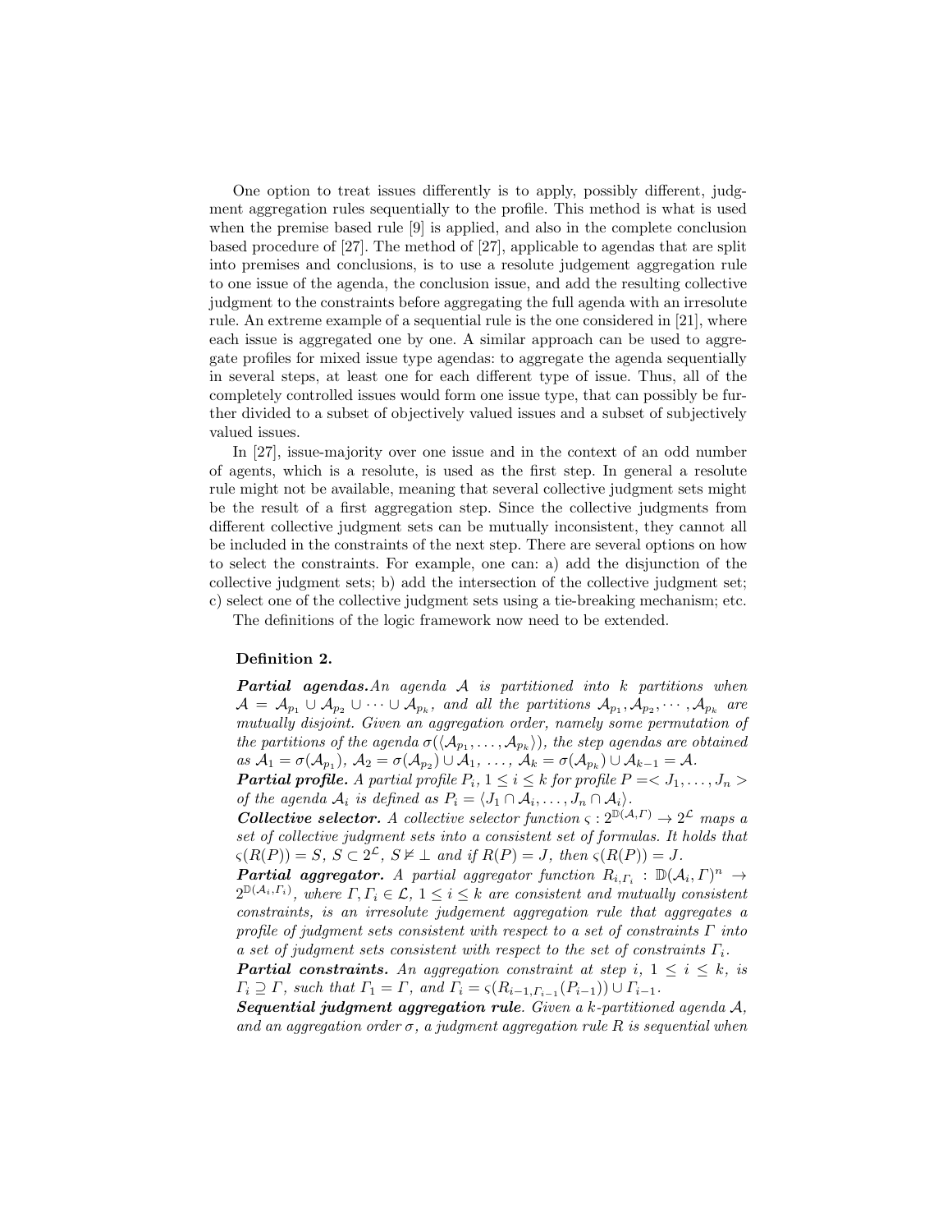One option to treat issues differently is to apply, possibly different, judgment aggregation rules sequentially to the profile. This method is what is used when the premise based rule [9] is applied, and also in the complete conclusion based procedure of [27]. The method of [27], applicable to agendas that are split into premises and conclusions, is to use a resolute judgement aggregation rule to one issue of the agenda, the conclusion issue, and add the resulting collective judgment to the constraints before aggregating the full agenda with an irresolute rule. An extreme example of a sequential rule is the one considered in [21], where each issue is aggregated one by one. A similar approach can be used to aggregate profiles for mixed issue type agendas: to aggregate the agenda sequentially in several steps, at least one for each different type of issue. Thus, all of the completely controlled issues would form one issue type, that can possibly be further divided to a subset of objectively valued issues and a subset of subjectively valued issues.

In [27], issue-majority over one issue and in the context of an odd number of agents, which is a resolute, is used as the first step. In general a resolute rule might not be available, meaning that several collective judgment sets might be the result of a first aggregation step. Since the collective judgments from different collective judgment sets can be mutually inconsistent, they cannot all be included in the constraints of the next step. There are several options on how to select the constraints. For example, one can: a) add the disjunction of the collective judgment sets; b) add the intersection of the collective judgment set; c) select one of the collective judgment sets using a tie-breaking mechanism; etc.

The definitions of the logic framework now need to be extended.

**Definition 2.**

***Partial agendas.*** *An agenda $\mathcal{A}$ is partitioned into $k$ partitions when $\mathcal{A} = \mathcal{A}_{p_1} \cup \mathcal{A}_{p_2} \cup \cdots \cup \mathcal{A}_{p_k}$, and all the partitions $\mathcal{A}_{p_1}, \mathcal{A}_{p_2}, \cdots, \mathcal{A}_{p_k}$ are mutually disjoint. Given an aggregation order, namely some permutation of the partitions of the agenda $\sigma(\langle \mathcal{A}_{p_1}, \ldots, \mathcal{A}_{p_k} \rangle)$, the step agendas are obtained as $\mathcal{A}_1 = \sigma(\mathcal{A}_{p_1})$, $\mathcal{A}_2 = \sigma(\mathcal{A}_{p_2}) \cup \mathcal{A}_1$, ..., $\mathcal{A}_k = \sigma(\mathcal{A}_{p_k}) \cup \mathcal{A}_{k-1} = \mathcal{A}$.*

***Partial profile.*** *A partial profile $P_i$, $1 \leq i \leq k$ for profile $P =< J_1, \ldots, J_n >$ of the agenda $\mathcal{A}_i$ is defined as $P_i = \langle J_1 \cap \mathcal{A}_i, \ldots, J_n \cap \mathcal{A}_i \rangle$.*

***Collective selector.*** *A collective selector function $\varsigma : 2^{\mathbb{D}(\mathcal{A}, \Gamma)} \rightarrow 2^{\mathcal{L}}$ maps a set of collective judgment sets into a consistent set of formulas. It holds that $\varsigma(R(P)) = S$, $S \subset 2^{\mathcal{L}}$, $S \nvDash \perp$ and if $R(P) = J$, then $\varsigma(R(P)) = J$.*

***Partial aggregator.*** *A partial aggregator function $R_{i,\Gamma_i} : \mathbb{D}(\mathcal{A}_i, \Gamma)^n \rightarrow 2^{\mathbb{D}(\mathcal{A}_i, \Gamma_i)}$, where $\Gamma, \Gamma_i \in \mathcal{L}$, $1 \leq i \leq k$ are consistent and mutually consistent constraints, is an irresolute judgement aggregation rule that aggregates a profile of judgment sets consistent with respect to a set of constraints $\Gamma$ into a set of judgment sets consistent with respect to the set of constraints $\Gamma_i$.*

***Partial constraints.*** *An aggregation constraint at step $i$, $1 \leq i \leq k$, is $\Gamma_i \supseteq \Gamma$, such that $\Gamma_1 = \Gamma$, and $\Gamma_i = \varsigma(R_{i-1,\Gamma_{i-1}}(P_{i-1})) \cup \Gamma_{i-1}$.*

***Sequential judgment aggregation rule****. Given a $k$-partitioned agenda $\mathcal{A}$, and an aggregation order $\sigma$, a judgment aggregation rule $R$ is sequential when*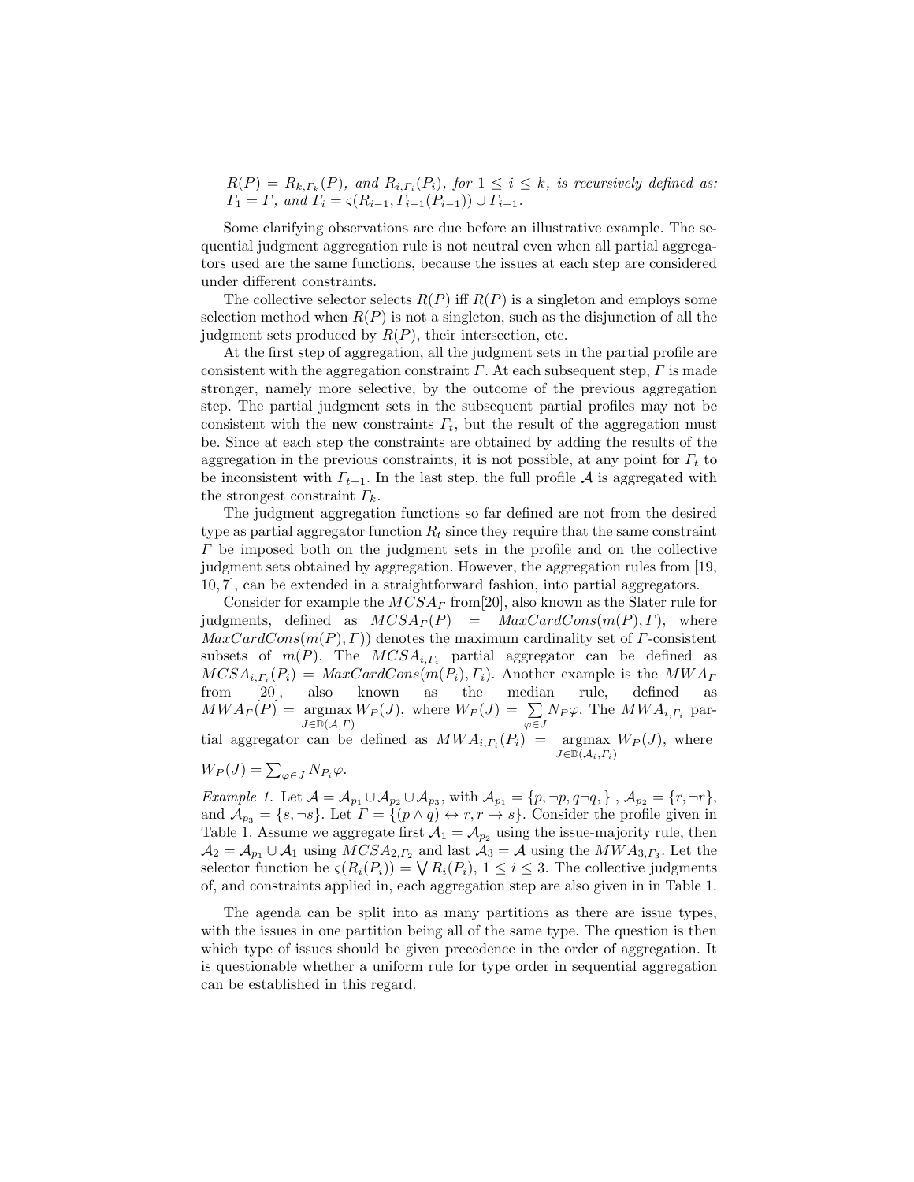*$R(P) = R_{k,\Gamma_k}(P)$, and $R_{i,\Gamma_i}(P_i)$, for $1 \leq i \leq k$, is recursively defined as: $\Gamma_1 = \Gamma$, and $\Gamma_i = \varsigma(R_{i-1}, \Gamma_{i-1}(P_{i-1})) \cup \Gamma_{i-1}$.*

Some clarifying observations are due before an illustrative example. The sequential judgment aggregation rule is not neutral even when all partial aggregators used are the same functions, because the issues at each step are considered under different constraints.

The collective selector selects $R(P)$ iff $R(P)$ is a singleton and employs some selection method when $R(P)$ is not a singleton, such as the disjunction of all the judgment sets produced by $R(P)$, their intersection, etc.

At the first step of aggregation, all the judgment sets in the partial profile are consistent with the aggregation constraint $\Gamma$. At each subsequent step, $\Gamma$ is made stronger, namely more selective, by the outcome of the previous aggregation step. The partial judgment sets in the subsequent partial profiles may not be consistent with the new constraints $\Gamma_t$, but the result of the aggregation must be. Since at each step the constraints are obtained by adding the results of the aggregation in the previous constraints, it is not possible, at any point for $\Gamma_t$ to be inconsistent with $\Gamma_{t+1}$. In the last step, the full profile $\mathcal{A}$ is aggregated with the strongest constraint $\Gamma_k$.

The judgment aggregation functions so far defined are not from the desired type as partial aggregator function $R_t$ since they require that the same constraint $\Gamma$ be imposed both on the judgment sets in the profile and on the collective judgment sets obtained by aggregation. However, the aggregation rules from [19, 10, 7], can be extended in a straightforward fashion, into partial aggregators.

Consider for example the $MCSA_\Gamma$ from[20], also known as the Slater rule for judgments, defined as $MCSA_\Gamma(P) = MaxCardCons(m(P), \Gamma)$, where $MaxCardCons(m(P), \Gamma))$ denotes the maximum cardinality set of $\Gamma$-consistent subsets of $m(P)$. The $MCSA_{i,\Gamma_i}$ partial aggregator can be defined as $MCSA_{i,\Gamma_i}(P_i) = MaxCardCons(m(P_i), \Gamma_i)$. Another example is the $MWA_\Gamma$ from [20], also known as the median rule, defined as $MWA_\Gamma(P) = \underset{J \in \mathbb{D}(\mathcal{A},\Gamma)}{\operatorname{argmax}} W_P(J)$, where $W_P(J) = \sum_{\varphi \in J} N_P \varphi$. The $MWA_{i,\Gamma_i}$ partial aggregator can be defined as $MWA_{i,\Gamma_i}(P_i) = \underset{J \in \mathbb{D}(\mathcal{A}_i,\Gamma_i)}{\operatorname{argmax}} W_P(J)$, where $W_P(J) = \sum_{\varphi \in J} N_{P_i} \varphi$.

*Example 1.* Let $\mathcal{A} = \mathcal{A}_{p_1} \cup \mathcal{A}_{p_2} \cup \mathcal{A}_{p_3}$, with $\mathcal{A}_{p_1} = \{p, \neg p, q \neg q, \}$ , $\mathcal{A}_{p_2} = \{r, \neg r\}$, and $\mathcal{A}_{p_3} = \{s, \neg s\}$. Let $\Gamma = \{(p \wedge q) \leftrightarrow r, r \rightarrow s\}$. Consider the profile given in Table 1. Assume we aggregate first $\mathcal{A}_1 = \mathcal{A}_{p_2}$ using the issue-majority rule, then $\mathcal{A}_2 = \mathcal{A}_{p_1} \cup \mathcal{A}_1$ using $MCSA_{2,\Gamma_2}$ and last $\mathcal{A}_3 = \mathcal{A}$ using the $MWA_{3,\Gamma_3}$. Let the selector function be $\varsigma(R_i(P_i)) = \bigvee R_i(P_i)$, $1 \leq i \leq 3$. The collective judgments of, and constraints applied in, each aggregation step are also given in in Table 1.

The agenda can be split into as many partitions as there are issue types, with the issues in one partition being all of the same type. The question is then which type of issues should be given precedence in the order of aggregation. It is questionable whether a uniform rule for type order in sequential aggregation can be established in this regard.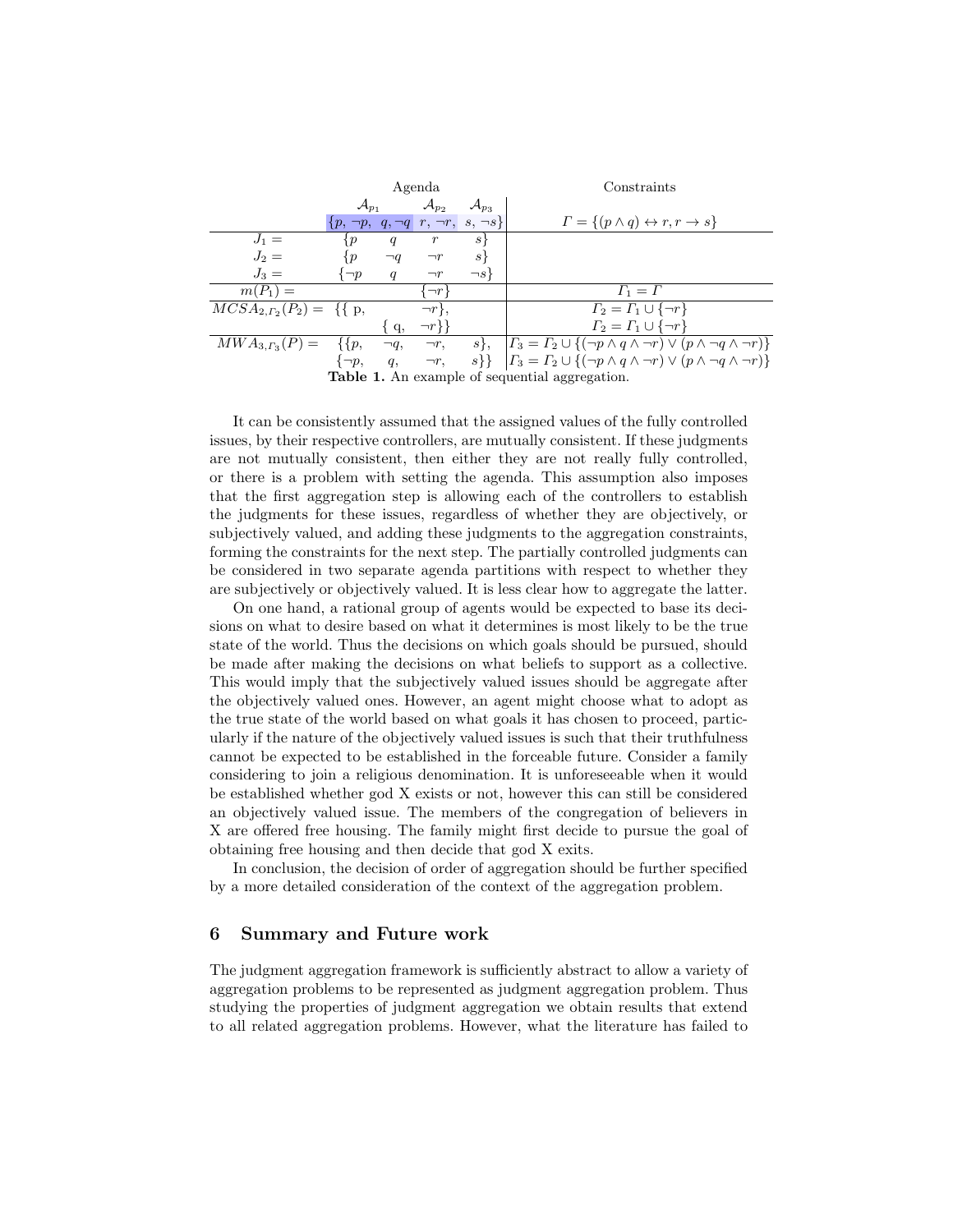| | Agenda | | | | Constraints |
|---|---|---|---|---|---|
| | $\mathcal{A}_{p_1}$ | | $\mathcal{A}_{p_2}$ | $\mathcal{A}_{p_3}$ | |
| | $\{p, \neg p,$ | $q, \neg q$ | $r, \neg r,$ | $s, \neg s\}$ | $\Gamma = \{(p \wedge q) \leftrightarrow r, r \rightarrow s\}$ |
| $J_1 =$ | $\{p$ | $q$ | $r$ | $s\}$ | |
| $J_2 =$ | $\{p$ | $\neg q$ | $\neg r$ | $s\}$ | |
| $J_3 =$ | $\{\neg p$ | $q$ | $\neg r$ | $\neg s\}$ | |
| $m(P_1) =$ | | | $\{\neg r\}$ | | $\Gamma_1 = \Gamma$ |
| $MCSA_{2,\Gamma_2}(P_2) =$ | $\{\{$ p, | | $\neg r\},$ | | $\Gamma_2 = \Gamma_1 \cup \{\neg r\}$ |
| | | $\{$ q, | $\neg r\}\}$ | | $\Gamma_2 = \Gamma_1 \cup \{\neg r\}$ |
| $MWA_{3,\Gamma_3}(P) =$ | $\{\{p,$ | $\neg q,$ | $\neg r,$ | $s\},$ | $\Gamma_3 = \Gamma_2 \cup \{(\neg p \wedge q \wedge \neg r) \vee (p \wedge \neg q \wedge \neg r)\}$ |
| | $\{\neg p,$ | $q,$ | $\neg r,$ | $s\}\}$ | $\Gamma_3 = \Gamma_2 \cup \{(\neg p \wedge q \wedge \neg r) \vee (p \wedge \neg q \wedge \neg r)\}$ |

**Table 1.** An example of sequential aggregation.

It can be consistently assumed that the assigned values of the fully controlled issues, by their respective controllers, are mutually consistent. If these judgments are not mutually consistent, then either they are not really fully controlled, or there is a problem with setting the agenda. This assumption also imposes that the first aggregation step is allowing each of the controllers to establish the judgments for these issues, regardless of whether they are objectively, or subjectively valued, and adding these judgments to the aggregation constraints, forming the constraints for the next step. The partially controlled judgments can be considered in two separate agenda partitions with respect to whether they are subjectively or objectively valued. It is less clear how to aggregate the latter.

On one hand, a rational group of agents would be expected to base its decisions on what to desire based on what it determines is most likely to be the true state of the world. Thus the decisions on which goals should be pursued, should be made after making the decisions on what beliefs to support as a collective. This would imply that the subjectively valued issues should be aggregate after the objectively valued ones. However, an agent might choose what to adopt as the true state of the world based on what goals it has chosen to proceed, particularly if the nature of the objectively valued issues is such that their truthfulness cannot be expected to be established in the forceable future. Consider a family considering to join a religious denomination. It is unforeseeable when it would be established whether god X exists or not, however this can still be considered an objectively valued issue. The members of the congregation of believers in X are offered free housing. The family might first decide to pursue the goal of obtaining free housing and then decide that god X exits.

In conclusion, the decision of order of aggregation should be further specified by a more detailed consideration of the context of the aggregation problem.

## 6 Summary and Future work

The judgment aggregation framework is sufficiently abstract to allow a variety of aggregation problems to be represented as judgment aggregation problem. Thus studying the properties of judgment aggregation we obtain results that extend to all related aggregation problems. However, what the literature has failed to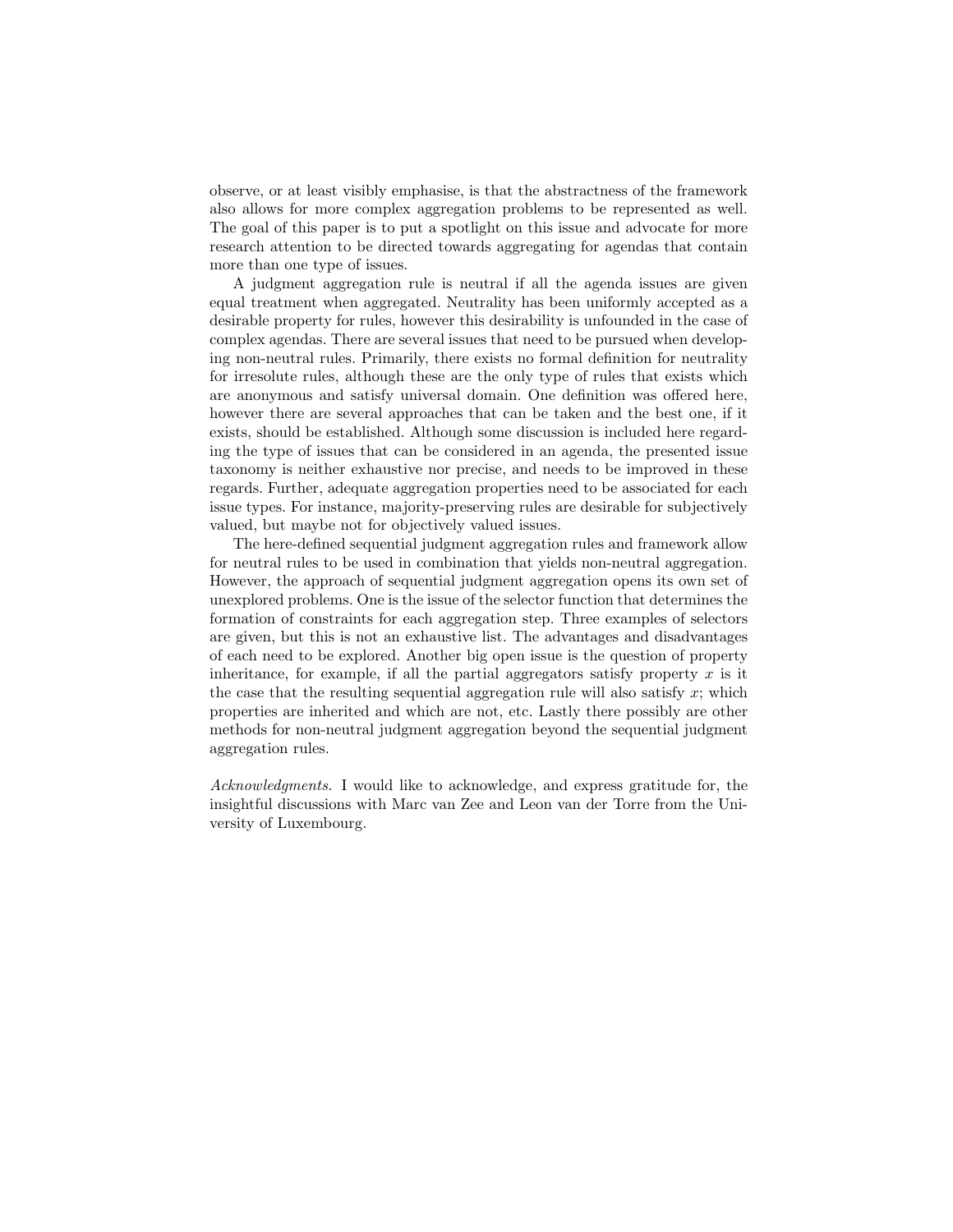observe, or at least visibly emphasise, is that the abstractness of the framework also allows for more complex aggregation problems to be represented as well. The goal of this paper is to put a spotlight on this issue and advocate for more research attention to be directed towards aggregating for agendas that contain more than one type of issues.

A judgment aggregation rule is neutral if all the agenda issues are given equal treatment when aggregated. Neutrality has been uniformly accepted as a desirable property for rules, however this desirability is unfounded in the case of complex agendas. There are several issues that need to be pursued when developing non-neutral rules. Primarily, there exists no formal definition for neutrality for irresolute rules, although these are the only type of rules that exists which are anonymous and satisfy universal domain. One definition was offered here, however there are several approaches that can be taken and the best one, if it exists, should be established. Although some discussion is included here regarding the type of issues that can be considered in an agenda, the presented issue taxonomy is neither exhaustive nor precise, and needs to be improved in these regards. Further, adequate aggregation properties need to be associated for each issue types. For instance, majority-preserving rules are desirable for subjectively valued, but maybe not for objectively valued issues.

The here-defined sequential judgment aggregation rules and framework allow for neutral rules to be used in combination that yields non-neutral aggregation. However, the approach of sequential judgment aggregation opens its own set of unexplored problems. One is the issue of the selector function that determines the formation of constraints for each aggregation step. Three examples of selectors are given, but this is not an exhaustive list. The advantages and disadvantages of each need to be explored. Another big open issue is the question of property inheritance, for example, if all the partial aggregators satisfy property $x$ is it the case that the resulting sequential aggregation rule will also satisfy $x$; which properties are inherited and which are not, etc. Lastly there possibly are other methods for non-neutral judgment aggregation beyond the sequential judgment aggregation rules.

*Acknowledgments.* I would like to acknowledge, and express gratitude for, the insightful discussions with Marc van Zee and Leon van der Torre from the University of Luxembourg.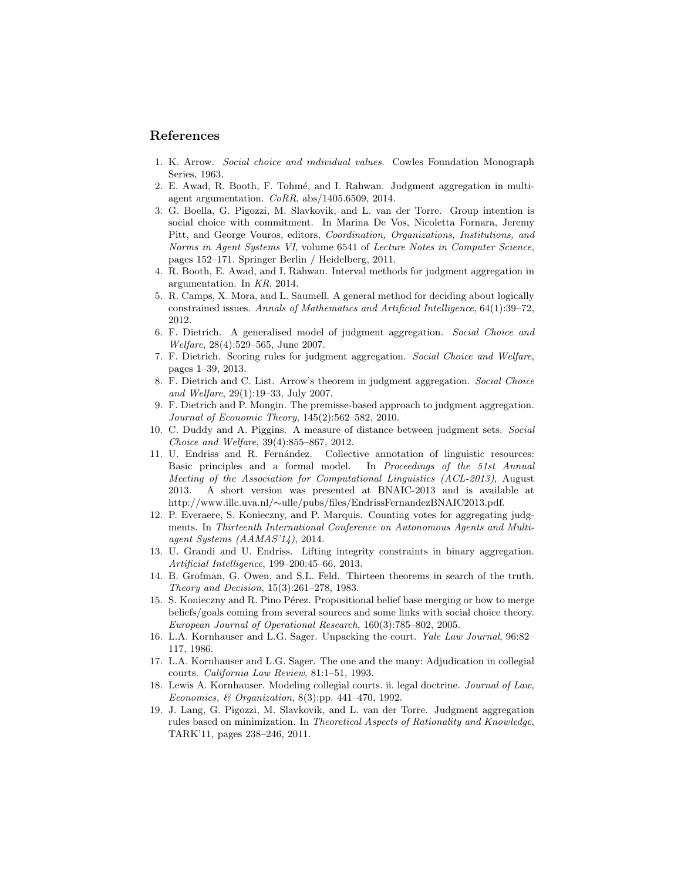## References

1. K. Arrow. *Social choice and individual values*. Cowles Foundation Monograph Series, 1963.
2. E. Awad, R. Booth, F. Tohmé, and I. Rahwan. Judgment aggregation in multi-agent argumentation. *CoRR*, abs/1405.6509, 2014.
3. G. Boella, G. Pigozzi, M. Slavkovik, and L. van der Torre. Group intention is social choice with commitment. In Marina De Vos, Nicoletta Fornara, Jeremy Pitt, and George Vouros, editors, *Coordination, Organizations, Institutions, and Norms in Agent Systems VI*, volume 6541 of *Lecture Notes in Computer Science*, pages 152–171. Springer Berlin / Heidelberg, 2011.
4. R. Booth, E. Awad, and I. Rahwan. Interval methods for judgment aggregation in argumentation. In *KR*, 2014.
5. R. Camps, X. Mora, and L. Saumell. A general method for deciding about logically constrained issues. *Annals of Mathematics and Artificial Intelligence*, 64(1):39–72, 2012.
6. F. Dietrich. A generalised model of judgment aggregation. *Social Choice and Welfare*, 28(4):529–565, June 2007.
7. F. Dietrich. Scoring rules for judgment aggregation. *Social Choice and Welfare*, pages 1–39, 2013.
8. F. Dietrich and C. List. Arrow's theorem in judgment aggregation. *Social Choice and Welfare*, 29(1):19–33, July 2007.
9. F. Dietrich and P. Mongin. The premisse-based approach to judgment aggregation. *Journal of Economic Theory*, 145(2):562–582, 2010.
10. C. Duddy and A. Piggins. A measure of distance between judgment sets. *Social Choice and Welfare*, 39(4):855–867, 2012.
11. U. Endriss and R. Fernández. Collective annotation of linguistic resources: Basic principles and a formal model. In *Proceedings of the 51st Annual Meeting of the Association for Computational Linguistics (ACL-2013)*, August 2013. A short version was presented at BNAIC-2013 and is available at http://www.illc.uva.nl/∼ulle/pubs/files/EndrissFernandezBNAIC2013.pdf.
12. P. Everaere, S. Konieczny, and P. Marquis. Counting votes for aggregating judgments. In *Thirteenth International Conference on Autonomous Agents and Multi-agent Systems (AAMAS'14)*, 2014.
13. U. Grandi and U. Endriss. Lifting integrity constraints in binary aggregation. *Artificial Intelligence*, 199–200:45–66, 2013.
14. B. Grofman, G. Owen, and S.L. Feld. Thirteen theorems in search of the truth. *Theory and Decision*, 15(3):261–278, 1983.
15. S. Konieczny and R. Pino Pérez. Propositional belief base merging or how to merge beliefs/goals coming from several sources and some links with social choice theory. *European Journal of Operational Research*, 160(3):785–802, 2005.
16. L.A. Kornhauser and L.G. Sager. Unpacking the court. *Yale Law Journal*, 96:82–117, 1986.
17. L.A. Kornhauser and L.G. Sager. The one and the many: Adjudication in collegial courts. *California Law Review*, 81:1–51, 1993.
18. Lewis A. Kornhauser. Modeling collegial courts. ii. legal doctrine. *Journal of Law, Economics, & Organization*, 8(3):pp. 441–470, 1992.
19. J. Lang, G. Pigozzi, M. Slavkovik, and L. van der Torre. Judgment aggregation rules based on minimization. In *Theoretical Aspects of Rationality and Knowledge*, TARK'11, pages 238–246, 2011.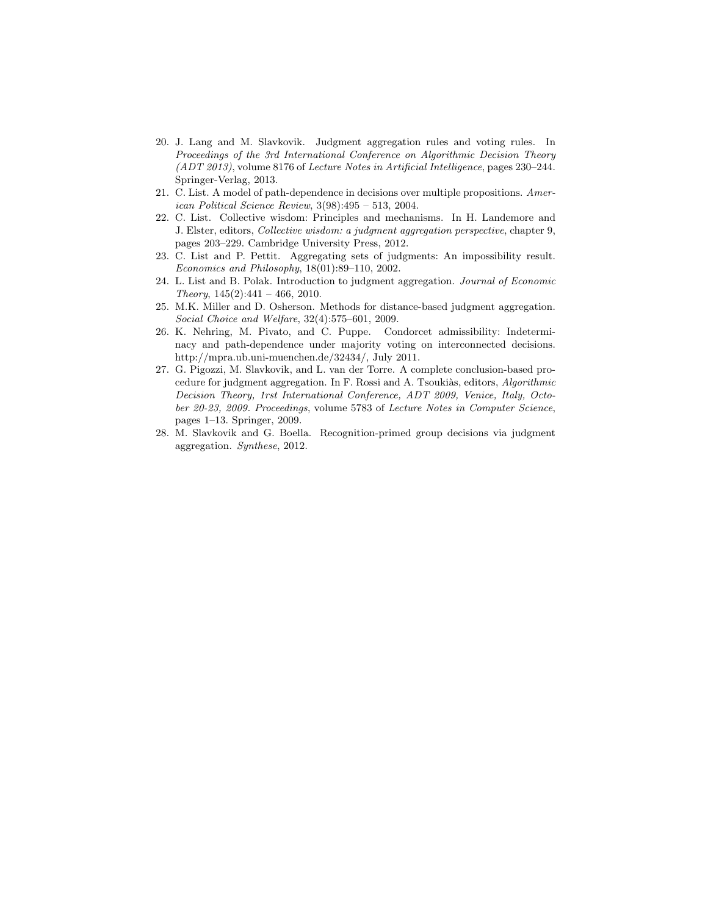20. J. Lang and M. Slavkovik. Judgment aggregation rules and voting rules. In *Proceedings of the 3rd International Conference on Algorithmic Decision Theory (ADT 2013)*, volume 8176 of *Lecture Notes in Artificial Intelligence*, pages 230–244. Springer-Verlag, 2013.
21. C. List. A model of path-dependence in decisions over multiple propositions. *American Political Science Review*, 3(98):495 – 513, 2004.
22. C. List. Collective wisdom: Principles and mechanisms. In H. Landemore and J. Elster, editors, *Collective wisdom: a judgment aggregation perspective*, chapter 9, pages 203–229. Cambridge University Press, 2012.
23. C. List and P. Pettit. Aggregating sets of judgments: An impossibility result. *Economics and Philosophy*, 18(01):89–110, 2002.
24. L. List and B. Polak. Introduction to judgment aggregation. *Journal of Economic Theory*, 145(2):441 – 466, 2010.
25. M.K. Miller and D. Osherson. Methods for distance-based judgment aggregation. *Social Choice and Welfare*, 32(4):575–601, 2009.
26. K. Nehring, M. Pivato, and C. Puppe. Condorcet admissibility: Indeterminacy and path-dependence under majority voting on interconnected decisions. http://mpra.ub.uni-muenchen.de/32434/, July 2011.
27. G. Pigozzi, M. Slavkovik, and L. van der Torre. A complete conclusion-based procedure for judgment aggregation. In F. Rossi and A. Tsoukiàs, editors, *Algorithmic Decision Theory, 1rst International Conference, ADT 2009, Venice, Italy, October 20-23, 2009. Proceedings*, volume 5783 of *Lecture Notes in Computer Science*, pages 1–13. Springer, 2009.
28. M. Slavkovik and G. Boella. Recognition-primed group decisions via judgment aggregation. *Synthese*, 2012.